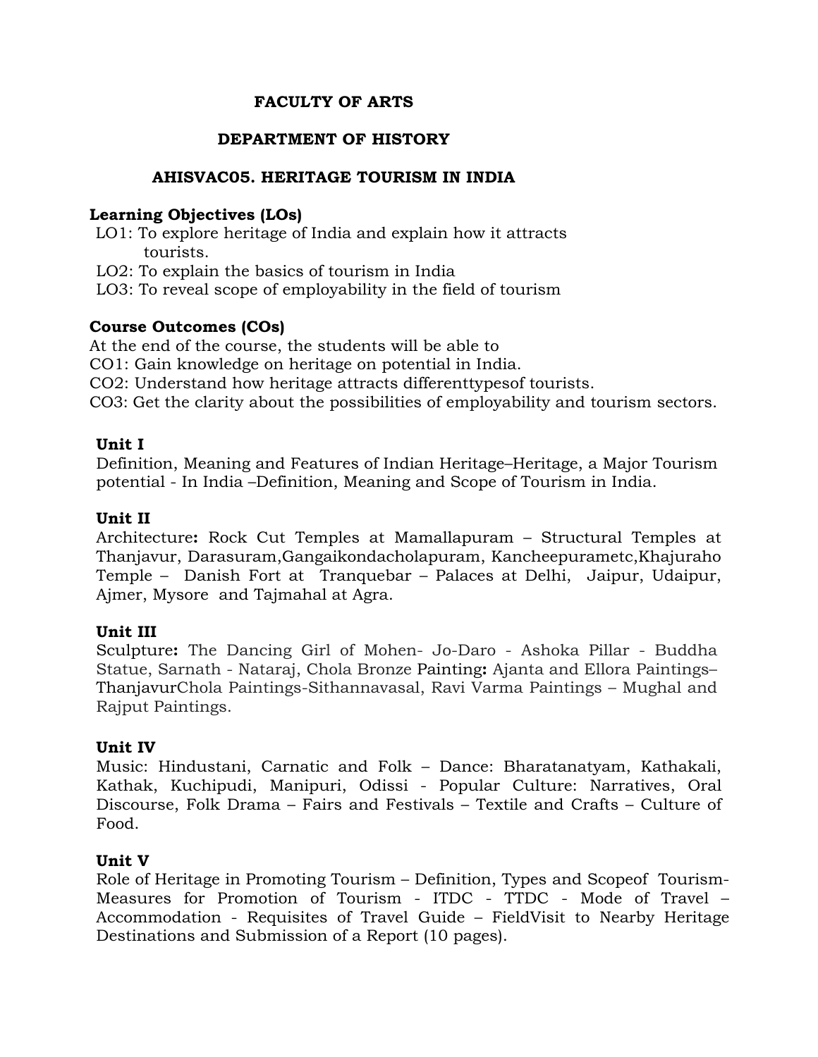# FACULTY OF ARTS

## DEPARTMENT OF HISTORY

### AHISVAC05. HERITAGE TOURISM IN INDIA

**Learning Objectives (LOs)**

LO1: To explore heritage of India and explain how it attracts tourists.

LO2: To explain the basics of tourism in India

LO3: To reveal scope of employability in the field of tourism

**Course Outcomes (COs)**

At the end of the course, the students will be able to

CO1: Gain knowledge on heritage on potential in India.

CO2: Understand how heritage attracts differenttypesof tourists.

CO3: Get the clarity about the possibilities of employability and tourism sectors.

**Unit I**

Definition, Meaning and Features of Indian Heritage–Heritage, a Major Tourism potential - In India –Definition, Meaning and Scope of Tourism in India.

**Unit II**

Architecture**:** Rock Cut Temples at Mamallapuram – Structural Temples at Thanjavur, Darasuram,Gangaikondacholapuram, Kancheepurametc,Khajuraho Temple – Danish Fort at Tranquebar – Palaces at Delhi, Jaipur, Udaipur, Ajmer, Mysore and Tajmahal at Agra.

**Unit III**

Sculpture**:** The Dancing Girl of Mohen- Jo-Daro - Ashoka Pillar - Buddha Statue, Sarnath - Nataraj, Chola Bronze Painting**:** Ajanta and Ellora Paintings–ThanjavurChola Paintings-Sithannavasal, Ravi Varma Paintings – Mughal and Rajput Paintings.

**Unit IV**

Music: Hindustani, Carnatic and Folk – Dance: Bharatanatyam, Kathakali, Kathak, Kuchipudi, Manipuri, Odissi - Popular Culture: Narratives, Oral Discourse, Folk Drama – Fairs and Festivals – Textile and Crafts – Culture of Food.

**Unit V**

Role of Heritage in Promoting Tourism – Definition, Types and Scopeof Tourism- Measures for Promotion of Tourism - ITDC - TTDC - Mode of Travel – Accommodation - Requisites of Travel Guide – FieldVisit to Nearby Heritage Destinations and Submission of a Report (10 pages).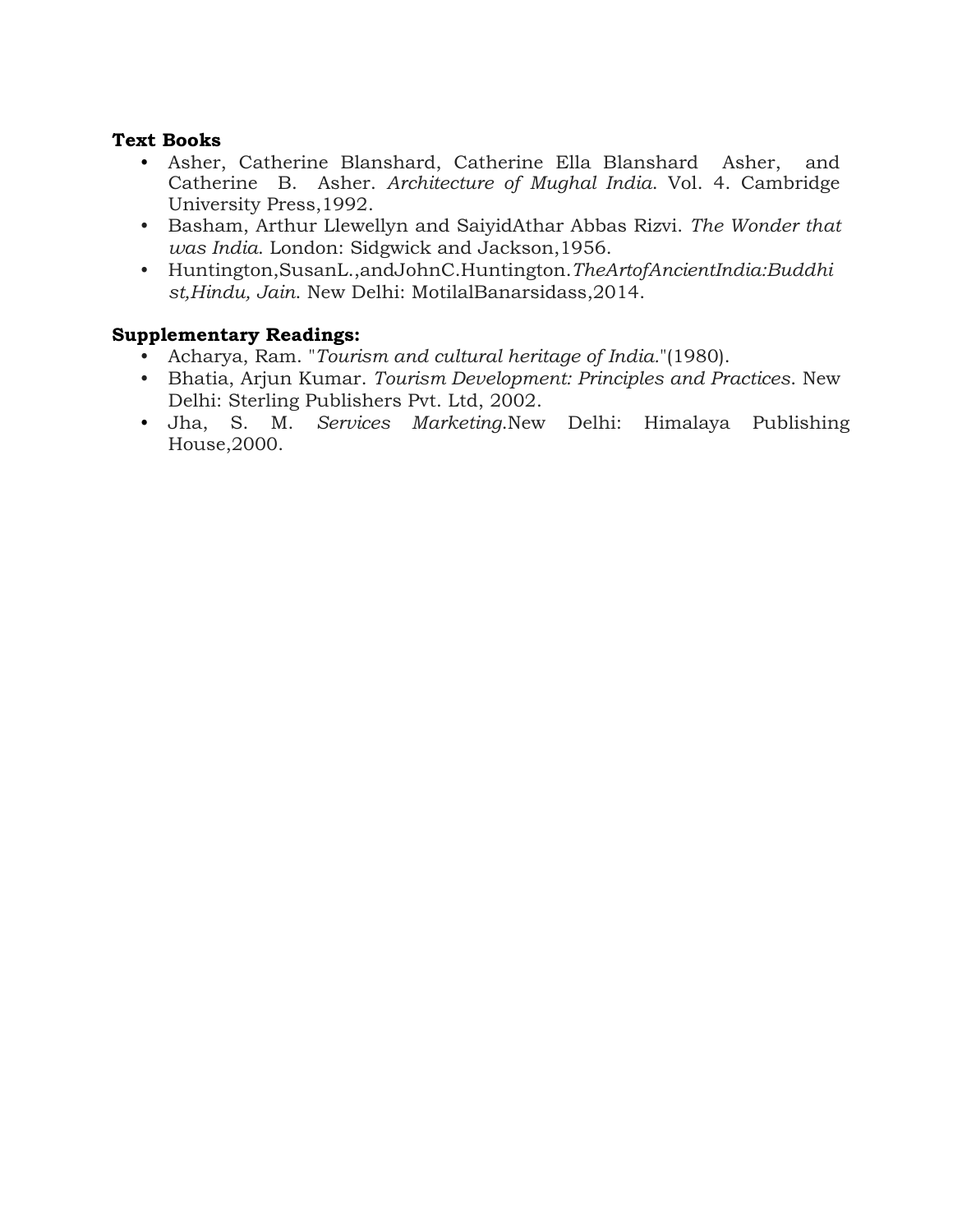**Text Books**

- Asher, Catherine Blanshard, Catherine Ella Blanshard Asher, and Catherine B. Asher. *Architecture of Mughal India*. Vol. 4. Cambridge University Press,1992.
- Basham, Arthur Llewellyn and SaiyidAthar Abbas Rizvi. *The Wonder that was India*. London: Sidgwick and Jackson,1956.
- Huntington,SusanL.,andJohnC.Huntington.*TheArtofAncientIndia:Buddhist,Hindu, Jain*. New Delhi: MotilalBanarsidass,2014.

**Supplementary Readings:**

- Acharya, Ram. "*Tourism and cultural heritage of India.*"(1980).
- Bhatia, Arjun Kumar. *Tourism Development: Principles and Practices*. New Delhi: Sterling Publishers Pvt. Ltd, 2002.
- Jha, S. M. *Services Marketing*.New Delhi: Himalaya Publishing House,2000.